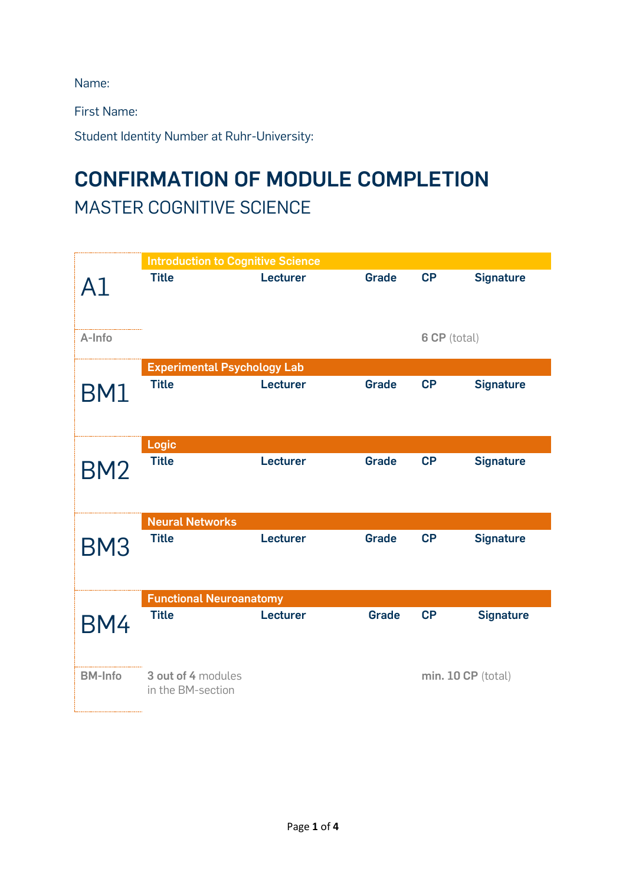Name:

First Name:

Student Identity Number at Ruhr-University:

# CONFIRMATION OF MODULE COMPLETION

## MASTER COGNITIVE SCIENCE

| | | | | | |
|---|---|---|---|---|---|
| **A1** | **Introduction to Cognitive Science** | | | | |
| | **Title** | **Lecturer** | **Grade** | **CP** | **Signature** |
| | | | | | |
| **A-Info** | | | | **6 CP** (total) | |
| **BM1** | **Experimental Psychology Lab** | | | | |
| | **Title** | **Lecturer** | **Grade** | **CP** | **Signature** |
| | | | | | |
| **BM2** | **Logic** | | | | |
| | **Title** | **Lecturer** | **Grade** | **CP** | **Signature** |
| | | | | | |
| **BM3** | **Neural Networks** | | | | |
| | **Title** | **Lecturer** | **Grade** | **CP** | **Signature** |
| | | | | | |
| **BM4** | **Functional Neuroanatomy** | | | | |
| | **Title** | **Lecturer** | **Grade** | **CP** | **Signature** |
| | | | | | |
| **BM-Info** | **3 out of 4** modules in the BM-section | | | **min. 10 CP** (total) | |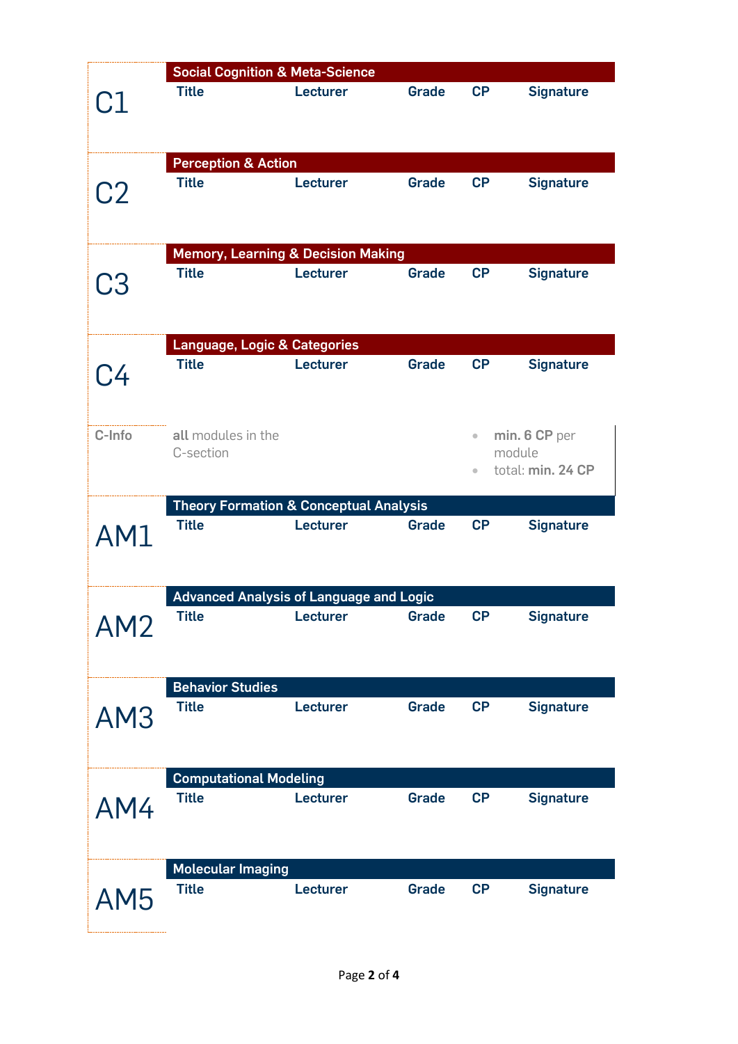## C1 – Social Cognition & Meta-Science

| Title | Lecturer | Grade | CP | Signature |
|---|---|---|---|---|
| | | | | |

## C2 – Perception & Action

| Title | Lecturer | Grade | CP | Signature |
|---|---|---|---|---|
| | | | | |

## C3 – Memory, Learning & Decision Making

| Title | Lecturer | Grade | CP | Signature |
|---|---|---|---|---|
| | | | | |

## C4 – Language, Logic & Categories

| Title | Lecturer | Grade | CP | Signature |
|---|---|---|---|---|
| | | | | |

**C-Info**

**all** modules in the C-section

- **min. 6 CP** per module
- total: **min. 24 CP**

## AM1 – Theory Formation & Conceptual Analysis

| Title | Lecturer | Grade | CP | Signature |
|---|---|---|---|---|
| | | | | |

## AM2 – Advanced Analysis of Language and Logic

| Title | Lecturer | Grade | CP | Signature |
|---|---|---|---|---|
| | | | | |

## AM3 – Behavior Studies

| Title | Lecturer | Grade | CP | Signature |
|---|---|---|---|---|
| | | | | |

## AM4 – Computational Modeling

| Title | Lecturer | Grade | CP | Signature |
|---|---|---|---|---|
| | | | | |

## AM5 – Molecular Imaging

| Title | Lecturer | Grade | CP | Signature |
|---|---|---|---|---|
| | | | | |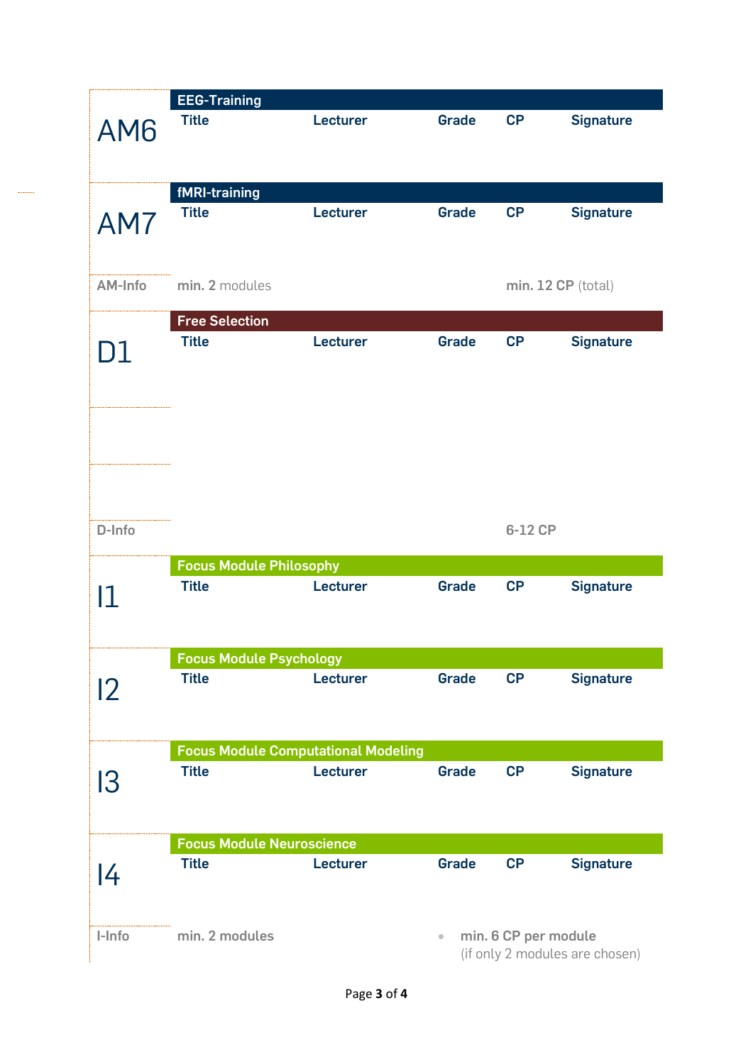## AM6

**EEG-Training**

| Title | Lecturer | Grade | CP | Signature |
|---|---|---|---|---|
| | | | | |

## AM7

**fMRI-training**

| Title | Lecturer | Grade | CP | Signature |
|---|---|---|---|---|
| | | | | |

**AM-Info** — **min. 2** modules — **min. 12 CP** (total)

## D1

**Free Selection**

| Title | Lecturer | Grade | CP | Signature |
|---|---|---|---|---|
| | | | | |
| | | | | |
| | | | | |

**D-Info** — **6-12 CP**

## I1

**Focus Module Philosophy**

| Title | Lecturer | Grade | CP | Signature |
|---|---|---|---|---|
| | | | | |

## I2

**Focus Module Psychology**

| Title | Lecturer | Grade | CP | Signature |
|---|---|---|---|---|
| | | | | |

## I3

**Focus Module Computational Modeling**

| Title | Lecturer | Grade | CP | Signature |
|---|---|---|---|---|
| | | | | |

## I4

**Focus Module Neuroscience**

| Title | Lecturer | Grade | CP | Signature |
|---|---|---|---|---|
| | | | | |

**I-Info** — **min. 2 modules**

- **min. 6 CP per module** (if only 2 modules are chosen)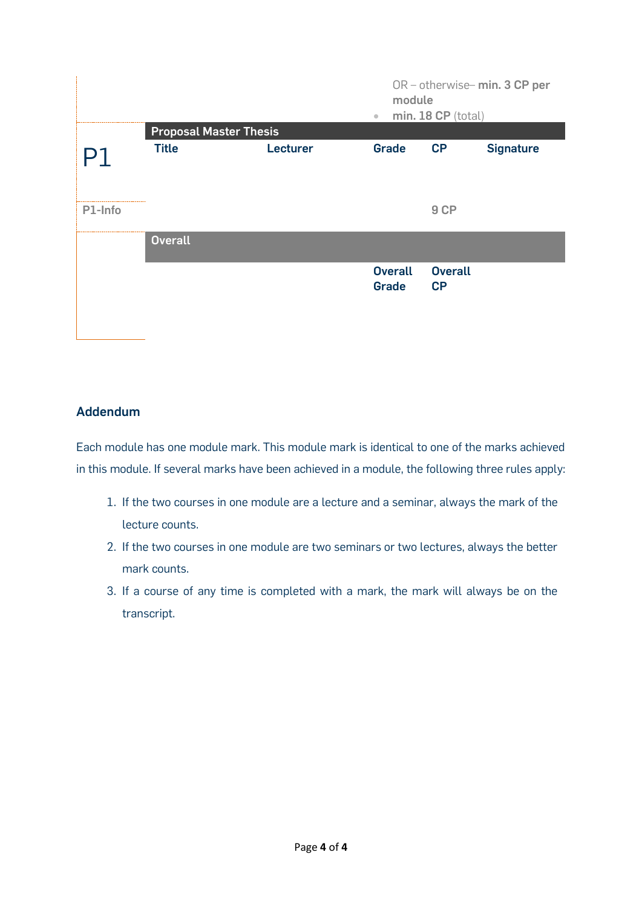OR – otherwise– **min. 3 CP per module**

- **min. 18 CP** (total)

| | Proposal Master Thesis | | | | |
|---|---|---|---|---|---|
| P1 | **Title** | **Lecturer** | **Grade** | **CP** | **Signature** |
| P1-Info | | | | 9 CP | |
| | **Overall** | | | | |
| | | | **Overall Grade** | **Overall CP** | |

## Addendum

Each module has one module mark. This module mark is identical to one of the marks achieved in this module. If several marks have been achieved in a module, the following three rules apply:

1. If the two courses in one module are a lecture and a seminar, always the mark of the lecture counts.
2. If the two courses in one module are two seminars or two lectures, always the better mark counts.
3. If a course of any time is completed with a mark, the mark will always be on the transcript.